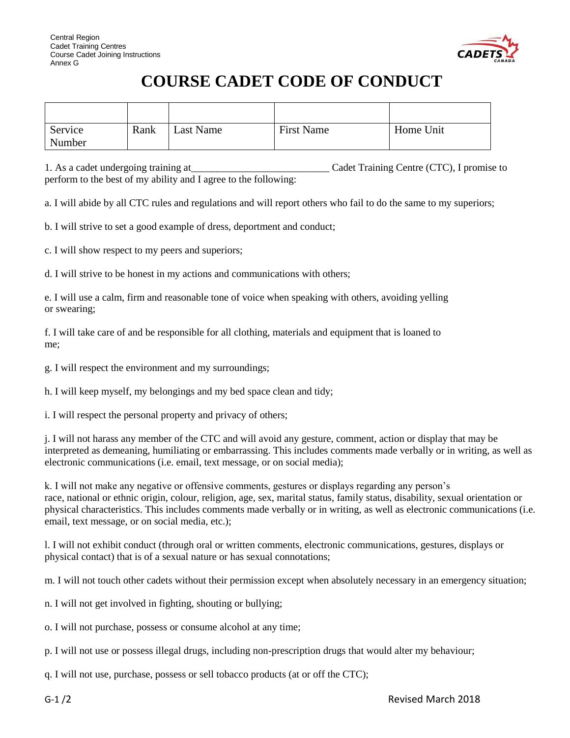Central Region
Cadet Training Centres
Course Cadet Joining Instructions
Annex G

# COURSE CADET CODE OF CONDUCT

| | | | | |
|---|---|---|---|---|
| Service Number | Rank | Last Name | First Name | Home Unit |

1. As a cadet undergoing training at___________________________ Cadet Training Centre (CTC), I promise to perform to the best of my ability and I agree to the following:

a. I will abide by all CTC rules and regulations and will report others who fail to do the same to my superiors;

b. I will strive to set a good example of dress, deportment and conduct;

c. I will show respect to my peers and superiors;

d. I will strive to be honest in my actions and communications with others;

e. I will use a calm, firm and reasonable tone of voice when speaking with others, avoiding yelling or swearing;

f. I will take care of and be responsible for all clothing, materials and equipment that is loaned to me;

g. I will respect the environment and my surroundings;

h. I will keep myself, my belongings and my bed space clean and tidy;

i. I will respect the personal property and privacy of others;

j. I will not harass any member of the CTC and will avoid any gesture, comment, action or display that may be interpreted as demeaning, humiliating or embarrassing. This includes comments made verbally or in writing, as well as electronic communications (i.e. email, text message, or on social media);

k. I will not make any negative or offensive comments, gestures or displays regarding any person's race, national or ethnic origin, colour, religion, age, sex, marital status, family status, disability, sexual orientation or physical characteristics. This includes comments made verbally or in writing, as well as electronic communications (i.e. email, text message, or on social media, etc.);

l. I will not exhibit conduct (through oral or written comments, electronic communications, gestures, displays or physical contact) that is of a sexual nature or has sexual connotations;

m. I will not touch other cadets without their permission except when absolutely necessary in an emergency situation;

n. I will not get involved in fighting, shouting or bullying;

o. I will not purchase, possess or consume alcohol at any time;

p. I will not use or possess illegal drugs, including non-prescription drugs that would alter my behaviour;

q. I will not use, purchase, possess or sell tobacco products (at or off the CTC);

Revised March 2018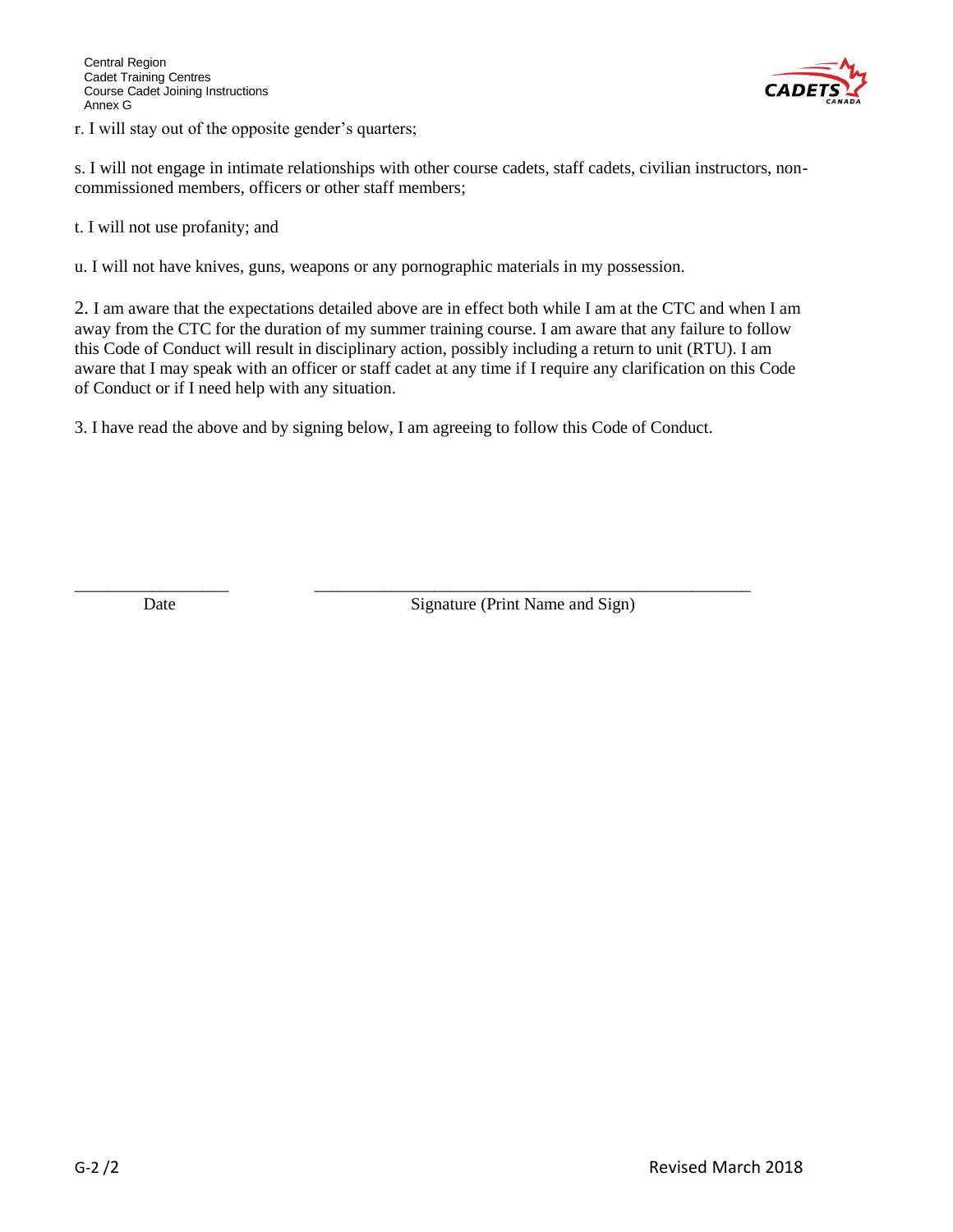r. I will stay out of the opposite gender's quarters;

s. I will not engage in intimate relationships with other course cadets, staff cadets, civilian instructors, non-commissioned members, officers or other staff members;

t. I will not use profanity; and

u. I will not have knives, guns, weapons or any pornographic materials in my possession.

2. I am aware that the expectations detailed above are in effect both while I am at the CTC and when I am away from the CTC for the duration of my summer training course. I am aware that any failure to follow this Code of Conduct will result in disciplinary action, possibly including a return to unit (RTU). I am aware that I may speak with an officer or staff cadet at any time if I require any clarification on this Code of Conduct or if I need help with any situation.

3. I have read the above and by signing below, I am agreeing to follow this Code of Conduct.

\_\_\_\_\_\_\_\_\_\_\_\_\_\_\_\_\_\_ \_\_\_\_\_\_\_\_\_\_\_\_\_\_\_\_\_\_\_\_\_\_\_\_\_\_\_\_\_\_\_\_\_\_\_\_\_\_\_\_\_\_\_\_\_\_\_\_

Date Signature (Print Name and Sign)